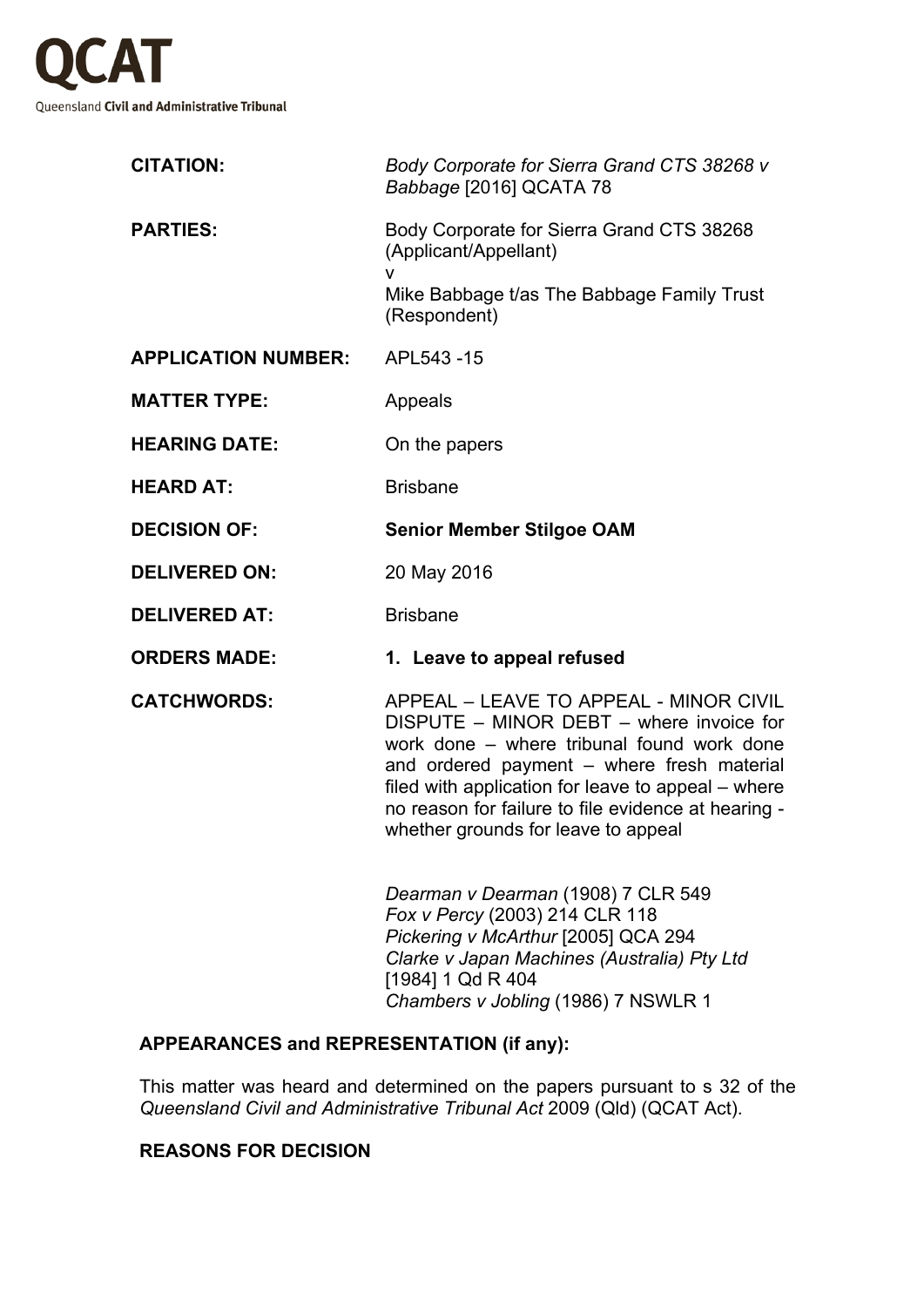QCAT

Queensland **Civil and Administrative Tribunal**

| | |
|---|---|
| **CITATION:** | *Body Corporate for Sierra Grand CTS 38268 v Babbage* [2016] QCATA 78 |
| **PARTIES:** | Body Corporate for Sierra Grand CTS 38268 (Applicant/Appellant)<br>v<br>Mike Babbage t/as The Babbage Family Trust (Respondent) |
| **APPLICATION NUMBER:** | APL543 -15 |
| **MATTER TYPE:** | Appeals |
| **HEARING DATE:** | On the papers |
| **HEARD AT:** | Brisbane |
| **DECISION OF:** | **Senior Member Stilgoe OAM** |
| **DELIVERED ON:** | 20 May 2016 |
| **DELIVERED AT:** | Brisbane |
| **ORDERS MADE:** | **1. Leave to appeal refused** |
| **CATCHWORDS:** | APPEAL – LEAVE TO APPEAL - MINOR CIVIL DISPUTE – MINOR DEBT – where invoice for work done – where tribunal found work done and ordered payment – where fresh material filed with application for leave to appeal – where no reason for failure to file evidence at hearing - whether grounds for leave to appeal<br><br>*Dearman v Dearman* (1908) 7 CLR 549<br>*Fox v Percy* (2003) 214 CLR 118<br>*Pickering v McArthur* [2005] QCA 294<br>*Clarke v Japan Machines (Australia) Pty Ltd* [1984] 1 Qd R 404<br>*Chambers v Jobling* (1986) 7 NSWLR 1 |

**APPEARANCES and REPRESENTATION (if any):**

This matter was heard and determined on the papers pursuant to s 32 of the *Queensland Civil and Administrative Tribunal Act* 2009 (Qld) (QCAT Act).

**REASONS FOR DECISION**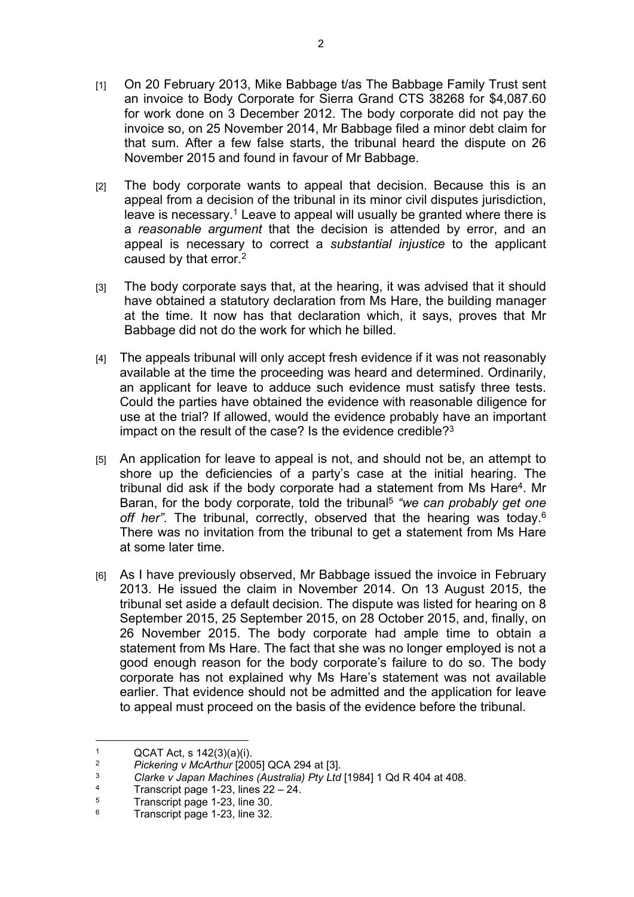[1] On 20 February 2013, Mike Babbage t/as The Babbage Family Trust sent an invoice to Body Corporate for Sierra Grand CTS 38268 for $4,087.60 for work done on 3 December 2012. The body corporate did not pay the invoice so, on 25 November 2014, Mr Babbage filed a minor debt claim for that sum. After a few false starts, the tribunal heard the dispute on 26 November 2015 and found in favour of Mr Babbage.

[2] The body corporate wants to appeal that decision. Because this is an appeal from a decision of the tribunal in its minor civil disputes jurisdiction, leave is necessary.[1] Leave to appeal will usually be granted where there is a *reasonable argument* that the decision is attended by error, and an appeal is necessary to correct a *substantial injustice* to the applicant caused by that error.[2]

[3] The body corporate says that, at the hearing, it was advised that it should have obtained a statutory declaration from Ms Hare, the building manager at the time. It now has that declaration which, it says, proves that Mr Babbage did not do the work for which he billed.

[4] The appeals tribunal will only accept fresh evidence if it was not reasonably available at the time the proceeding was heard and determined. Ordinarily, an applicant for leave to adduce such evidence must satisfy three tests. Could the parties have obtained the evidence with reasonable diligence for use at the trial? If allowed, would the evidence probably have an important impact on the result of the case? Is the evidence credible?[3]

[5] An application for leave to appeal is not, and should not be, an attempt to shore up the deficiencies of a party's case at the initial hearing. The tribunal did ask if the body corporate had a statement from Ms Hare[4]. Mr Baran, for the body corporate, told the tribunal[5] *"we can probably get one off her".* The tribunal, correctly, observed that the hearing was today.[6] There was no invitation from the tribunal to get a statement from Ms Hare at some later time.

[6] As I have previously observed, Mr Babbage issued the invoice in February 2013. He issued the claim in November 2014. On 13 August 2015, the tribunal set aside a default decision. The dispute was listed for hearing on 8 September 2015, 25 September 2015, on 28 October 2015, and, finally, on 26 November 2015. The body corporate had ample time to obtain a statement from Ms Hare. The fact that she was no longer employed is not a good enough reason for the body corporate's failure to do so. The body corporate has not explained why Ms Hare's statement was not available earlier. That evidence should not be admitted and the application for leave to appeal must proceed on the basis of the evidence before the tribunal.

---

[1] QCAT Act, s 142(3)(a)(i).

[2] *Pickering v McArthur* [2005] QCA 294 at [3].

[3] *Clarke v Japan Machines (Australia) Pty Ltd* [1984] 1 Qd R 404 at 408.

[4] Transcript page 1-23, lines 22 – 24.

[5] Transcript page 1-23, line 30.

[6] Transcript page 1-23, line 32.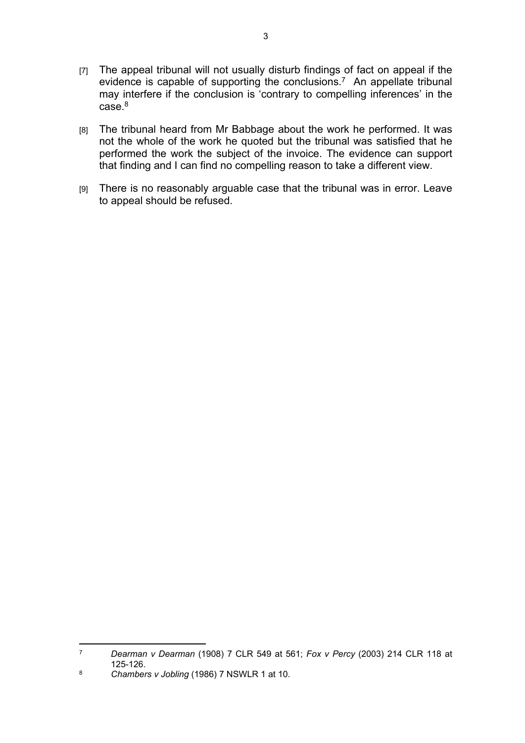[7] The appeal tribunal will not usually disturb findings of fact on appeal if the evidence is capable of supporting the conclusions.[7] An appellate tribunal may interfere if the conclusion is 'contrary to compelling inferences' in the case.[8]

[8] The tribunal heard from Mr Babbage about the work he performed. It was not the whole of the work he quoted but the tribunal was satisfied that he performed the work the subject of the invoice. The evidence can support that finding and I can find no compelling reason to take a different view.

[9] There is no reasonably arguable case that the tribunal was in error. Leave to appeal should be refused.

---

[7] *Dearman v Dearman* (1908) 7 CLR 549 at 561; *Fox v Percy* (2003) 214 CLR 118 at 125-126.

[8] *Chambers v Jobling* (1986) 7 NSWLR 1 at 10.